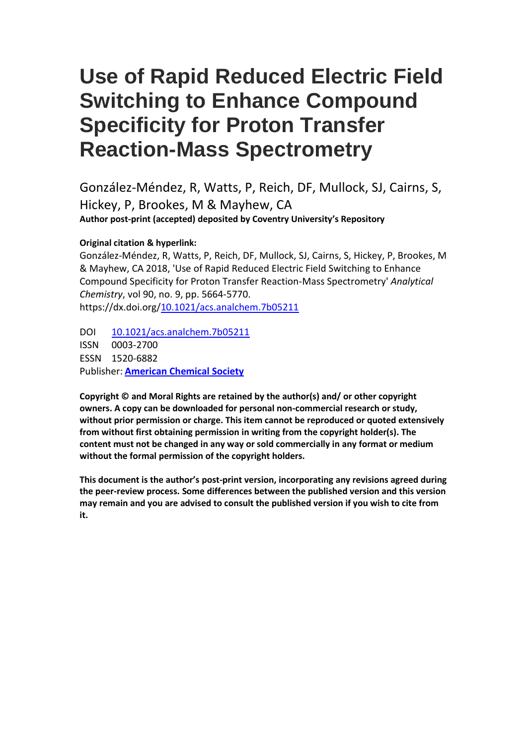# Use of Rapid Reduced Electric Field Switching to Enhance Compound Specificity for Proton Transfer Reaction-Mass Spectrometry

González-Méndez, R, Watts, P, Reich, DF, Mullock, SJ, Cairns, S, Hickey, P, Brookes, M & Mayhew, CA

**Author post-print (accepted) deposited by Coventry University's Repository**

**Original citation & hyperlink:**

González-Méndez, R, Watts, P, Reich, DF, Mullock, SJ, Cairns, S, Hickey, P, Brookes, M & Mayhew, CA 2018, 'Use of Rapid Reduced Electric Field Switching to Enhance Compound Specificity for Proton Transfer Reaction-Mass Spectrometry' *Analytical Chemistry*, vol 90, no. 9, pp. 5664-5770.
https://dx.doi.org/10.1021/acs.analchem.7b05211

DOI 10.1021/acs.analchem.7b05211
ISSN 0003-2700
ESSN 1520-6882
Publisher: **American Chemical Society**

**Copyright © and Moral Rights are retained by the author(s) and/ or other copyright owners. A copy can be downloaded for personal non-commercial research or study, without prior permission or charge. This item cannot be reproduced or quoted extensively from without first obtaining permission in writing from the copyright holder(s). The content must not be changed in any way or sold commercially in any format or medium without the formal permission of the copyright holders.**

**This document is the author's post-print version, incorporating any revisions agreed during the peer-review process. Some differences between the published version and this version may remain and you are advised to consult the published version if you wish to cite from it.**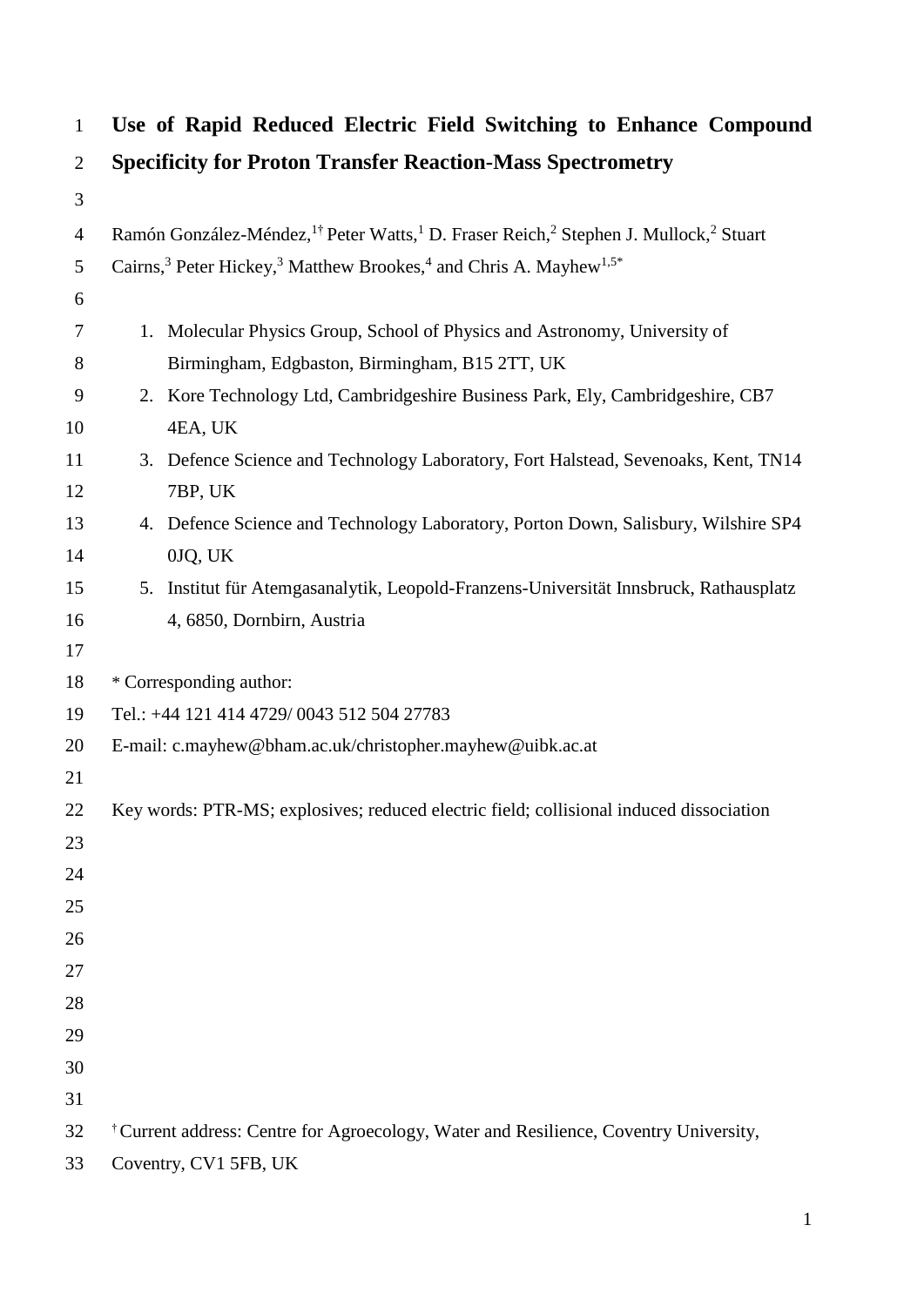# Use of Rapid Reduced Electric Field Switching to Enhance Compound Specificity for Proton Transfer Reaction-Mass Spectrometry

Ramón González-Méndez,[1†] Peter Watts,[1] D. Fraser Reich,[2] Stephen J. Mullock,[2] Stuart Cairns,[3] Peter Hickey,[3] Matthew Brookes,[4] and Chris A. Mayhew[1,5*]

1. Molecular Physics Group, School of Physics and Astronomy, University of Birmingham, Edgbaston, Birmingham, B15 2TT, UK
2. Kore Technology Ltd, Cambridgeshire Business Park, Ely, Cambridgeshire, CB7 4EA, UK
3. Defence Science and Technology Laboratory, Fort Halstead, Sevenoaks, Kent, TN14 7BP, UK
4. Defence Science and Technology Laboratory, Porton Down, Salisbury, Wilshire SP4 0JQ, UK
5. Institut für Atemgasanalytik, Leopold-Franzens-Universität Innsbruck, Rathausplatz 4, 6850, Dornbirn, Austria

* Corresponding author:
Tel.: +44 121 414 4729/ 0043 512 504 27783
E-mail: c.mayhew@bham.ac.uk/christopher.mayhew@uibk.ac.at

Key words: PTR-MS; explosives; reduced electric field; collisional induced dissociation

† Current address: Centre for Agroecology, Water and Resilience, Coventry University, Coventry, CV1 5FB, UK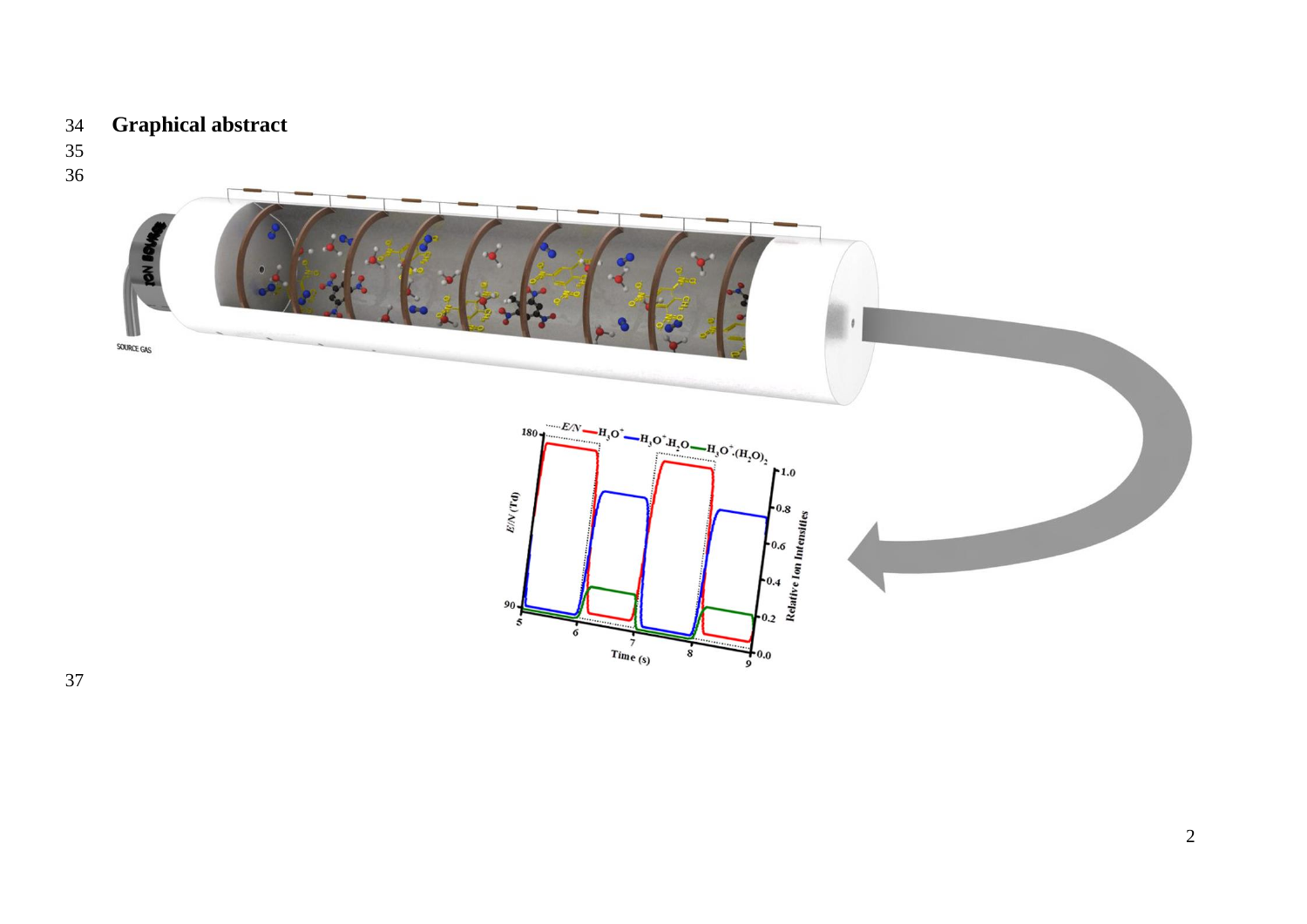**Graphical abstract**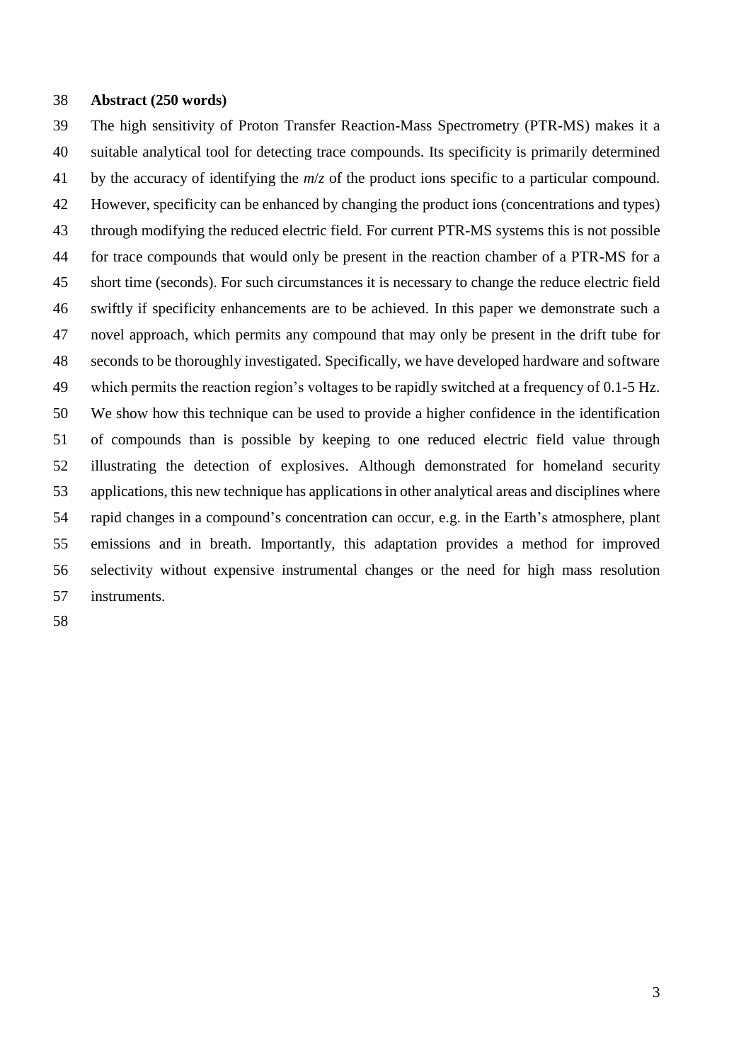**Abstract (250 words)**

The high sensitivity of Proton Transfer Reaction-Mass Spectrometry (PTR-MS) makes it a suitable analytical tool for detecting trace compounds. Its specificity is primarily determined by the accuracy of identifying the *m*/*z* of the product ions specific to a particular compound. However, specificity can be enhanced by changing the product ions (concentrations and types) through modifying the reduced electric field. For current PTR-MS systems this is not possible for trace compounds that would only be present in the reaction chamber of a PTR-MS for a short time (seconds). For such circumstances it is necessary to change the reduce electric field swiftly if specificity enhancements are to be achieved. In this paper we demonstrate such a novel approach, which permits any compound that may only be present in the drift tube for seconds to be thoroughly investigated. Specifically, we have developed hardware and software which permits the reaction region's voltages to be rapidly switched at a frequency of 0.1-5 Hz. We show how this technique can be used to provide a higher confidence in the identification of compounds than is possible by keeping to one reduced electric field value through illustrating the detection of explosives. Although demonstrated for homeland security applications, this new technique has applications in other analytical areas and disciplines where rapid changes in a compound's concentration can occur, e.g. in the Earth's atmosphere, plant emissions and in breath. Importantly, this adaptation provides a method for improved selectivity without expensive instrumental changes or the need for high mass resolution instruments.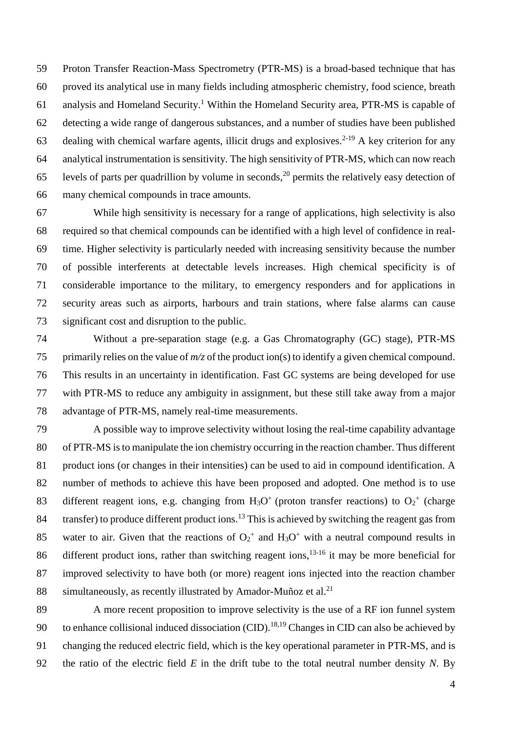Proton Transfer Reaction-Mass Spectrometry (PTR-MS) is a broad-based technique that has proved its analytical use in many fields including atmospheric chemistry, food science, breath analysis and Homeland Security.[1] Within the Homeland Security area, PTR-MS is capable of detecting a wide range of dangerous substances, and a number of studies have been published dealing with chemical warfare agents, illicit drugs and explosives.[2-19] A key criterion for any analytical instrumentation is sensitivity. The high sensitivity of PTR-MS, which can now reach levels of parts per quadrillion by volume in seconds,[20] permits the relatively easy detection of many chemical compounds in trace amounts.

While high sensitivity is necessary for a range of applications, high selectivity is also required so that chemical compounds can be identified with a high level of confidence in real-time. Higher selectivity is particularly needed with increasing sensitivity because the number of possible interferents at detectable levels increases. High chemical specificity is of considerable importance to the military, to emergency responders and for applications in security areas such as airports, harbours and train stations, where false alarms can cause significant cost and disruption to the public.

Without a pre-separation stage (e.g. a Gas Chromatography (GC) stage), PTR-MS primarily relies on the value of *m/z* of the product ion(s) to identify a given chemical compound. This results in an uncertainty in identification. Fast GC systems are being developed for use with PTR-MS to reduce any ambiguity in assignment, but these still take away from a major advantage of PTR-MS, namely real-time measurements.

A possible way to improve selectivity without losing the real-time capability advantage of PTR-MS is to manipulate the ion chemistry occurring in the reaction chamber. Thus different product ions (or changes in their intensities) can be used to aid in compound identification. A number of methods to achieve this have been proposed and adopted. One method is to use different reagent ions, e.g. changing from $H_3O^+$ (proton transfer reactions) to $O_2^+$ (charge transfer) to produce different product ions.[13] This is achieved by switching the reagent gas from water to air. Given that the reactions of $O_2^+$ and $H_3O^+$ with a neutral compound results in different product ions, rather than switching reagent ions,[13-16] it may be more beneficial for improved selectivity to have both (or more) reagent ions injected into the reaction chamber simultaneously, as recently illustrated by Amador-Muñoz et al.[21]

A more recent proposition to improve selectivity is the use of a RF ion funnel system to enhance collisional induced dissociation (CID).[18,19] Changes in CID can also be achieved by changing the reduced electric field, which is the key operational parameter in PTR-MS, and is the ratio of the electric field $E$ in the drift tube to the total neutral number density $N$. By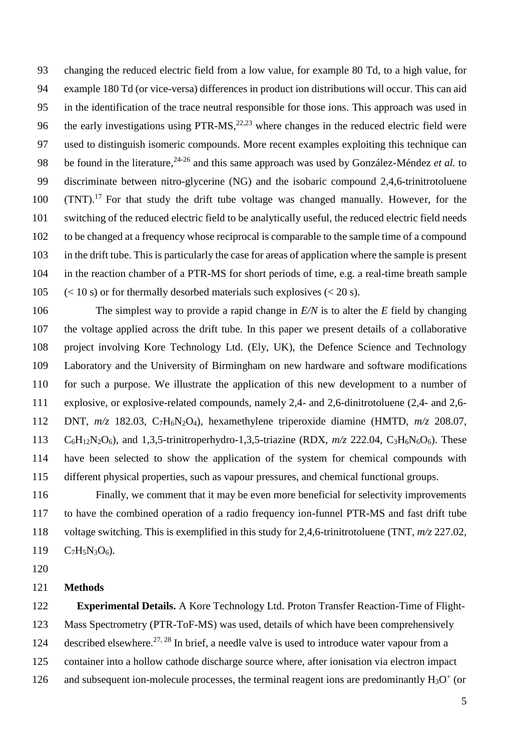changing the reduced electric field from a low value, for example 80 Td, to a high value, for example 180 Td (or vice-versa) differences in product ion distributions will occur. This can aid in the identification of the trace neutral responsible for those ions. This approach was used in the early investigations using PTR-MS,[22,23] where changes in the reduced electric field were used to distinguish isomeric compounds. More recent examples exploiting this technique can be found in the literature,[24-26] and this same approach was used by González-Méndez *et al.* to discriminate between nitro-glycerine (NG) and the isobaric compound 2,4,6-trinitrotoluene (TNT).[17] For that study the drift tube voltage was changed manually. However, for the switching of the reduced electric field to be analytically useful, the reduced electric field needs to be changed at a frequency whose reciprocal is comparable to the sample time of a compound in the drift tube. This is particularly the case for areas of application where the sample is present in the reaction chamber of a PTR-MS for short periods of time, e.g. a real-time breath sample (< 10 s) or for thermally desorbed materials such explosives (< 20 s).

The simplest way to provide a rapid change in $E/N$ is to alter the $E$ field by changing the voltage applied across the drift tube. In this paper we present details of a collaborative project involving Kore Technology Ltd. (Ely, UK), the Defence Science and Technology Laboratory and the University of Birmingham on new hardware and software modifications for such a purpose. We illustrate the application of this new development to a number of explosive, or explosive-related compounds, namely 2,4- and 2,6-dinitrotoluene (2,4- and 2,6-DNT, *m/z* 182.03, $C_7H_6N_2O_4$), hexamethylene triperoxide diamine (HMTD, *m/z* 208.07, $C_6H_{12}N_2O_6$), and 1,3,5-trinitroperhydro-1,3,5-triazine (RDX, *m/z* 222.04, $C_3H_6N_6O_6$). These have been selected to show the application of the system for chemical compounds with different physical properties, such as vapour pressures, and chemical functional groups.

Finally, we comment that it may be even more beneficial for selectivity improvements to have the combined operation of a radio frequency ion-funnel PTR-MS and fast drift tube voltage switching. This is exemplified in this study for 2,4,6-trinitrotoluene (TNT, *m/z* 227.02, $C_7H_5N_3O_6$).

## Methods

**Experimental Details.** A Kore Technology Ltd. Proton Transfer Reaction-Time of Flight-Mass Spectrometry (PTR-ToF-MS) was used, details of which have been comprehensively described elsewhere.[27, 28] In brief, a needle valve is used to introduce water vapour from a container into a hollow cathode discharge source where, after ionisation via electron impact and subsequent ion-molecule processes, the terminal reagent ions are predominantly $H_3O^+$ (or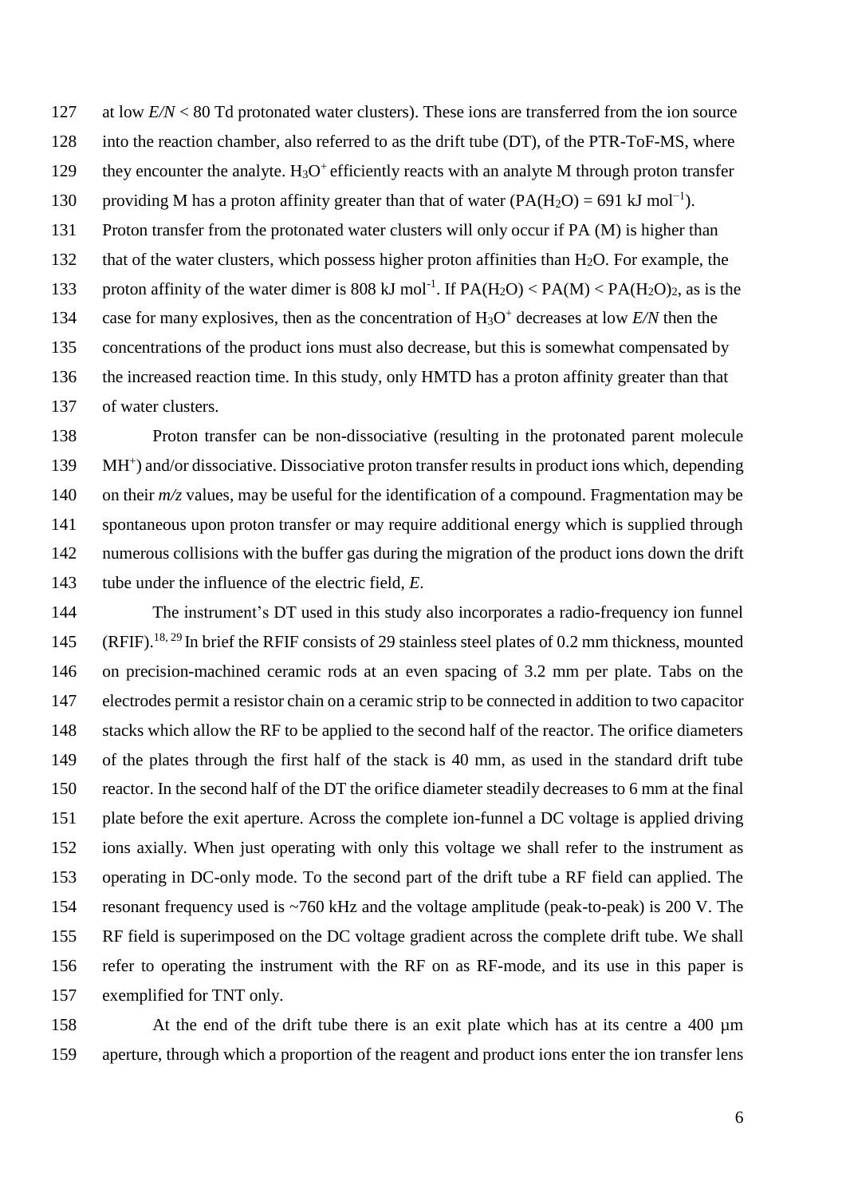at low *E/N* < 80 Td protonated water clusters). These ions are transferred from the ion source into the reaction chamber, also referred to as the drift tube (DT), of the PTR-ToF-MS, where they encounter the analyte. $H_3O^+$ efficiently reacts with an analyte M through proton transfer providing M has a proton affinity greater than that of water ($PA(H_2O) = 691$ kJ mol$^{-1}$). Proton transfer from the protonated water clusters will only occur if PA (M) is higher than that of the water clusters, which possess higher proton affinities than $H_2O$. For example, the proton affinity of the water dimer is 808 kJ mol$^{-1}$. If $PA(H_2O) < PA(M) < PA(H_2O)_2$, as is the case for many explosives, then as the concentration of $H_3O^+$ decreases at low *E/N* then the concentrations of the product ions must also decrease, but this is somewhat compensated by the increased reaction time. In this study, only HMTD has a proton affinity greater than that of water clusters.

Proton transfer can be non-dissociative (resulting in the protonated parent molecule $MH^+$) and/or dissociative. Dissociative proton transfer results in product ions which, depending on their *m/z* values, may be useful for the identification of a compound. Fragmentation may be spontaneous upon proton transfer or may require additional energy which is supplied through numerous collisions with the buffer gas during the migration of the product ions down the drift tube under the influence of the electric field, *E*.

The instrument's DT used in this study also incorporates a radio-frequency ion funnel (RFIF).[18, 29] In brief the RFIF consists of 29 stainless steel plates of 0.2 mm thickness, mounted on precision-machined ceramic rods at an even spacing of 3.2 mm per plate. Tabs on the electrodes permit a resistor chain on a ceramic strip to be connected in addition to two capacitor stacks which allow the RF to be applied to the second half of the reactor. The orifice diameters of the plates through the first half of the stack is 40 mm, as used in the standard drift tube reactor. In the second half of the DT the orifice diameter steadily decreases to 6 mm at the final plate before the exit aperture. Across the complete ion-funnel a DC voltage is applied driving ions axially. When just operating with only this voltage we shall refer to the instrument as operating in DC-only mode. To the second part of the drift tube a RF field can applied. The resonant frequency used is ~760 kHz and the voltage amplitude (peak-to-peak) is 200 V. The RF field is superimposed on the DC voltage gradient across the complete drift tube. We shall refer to operating the instrument with the RF on as RF-mode, and its use in this paper is exemplified for TNT only.

At the end of the drift tube there is an exit plate which has at its centre a 400 µm aperture, through which a proportion of the reagent and product ions enter the ion transfer lens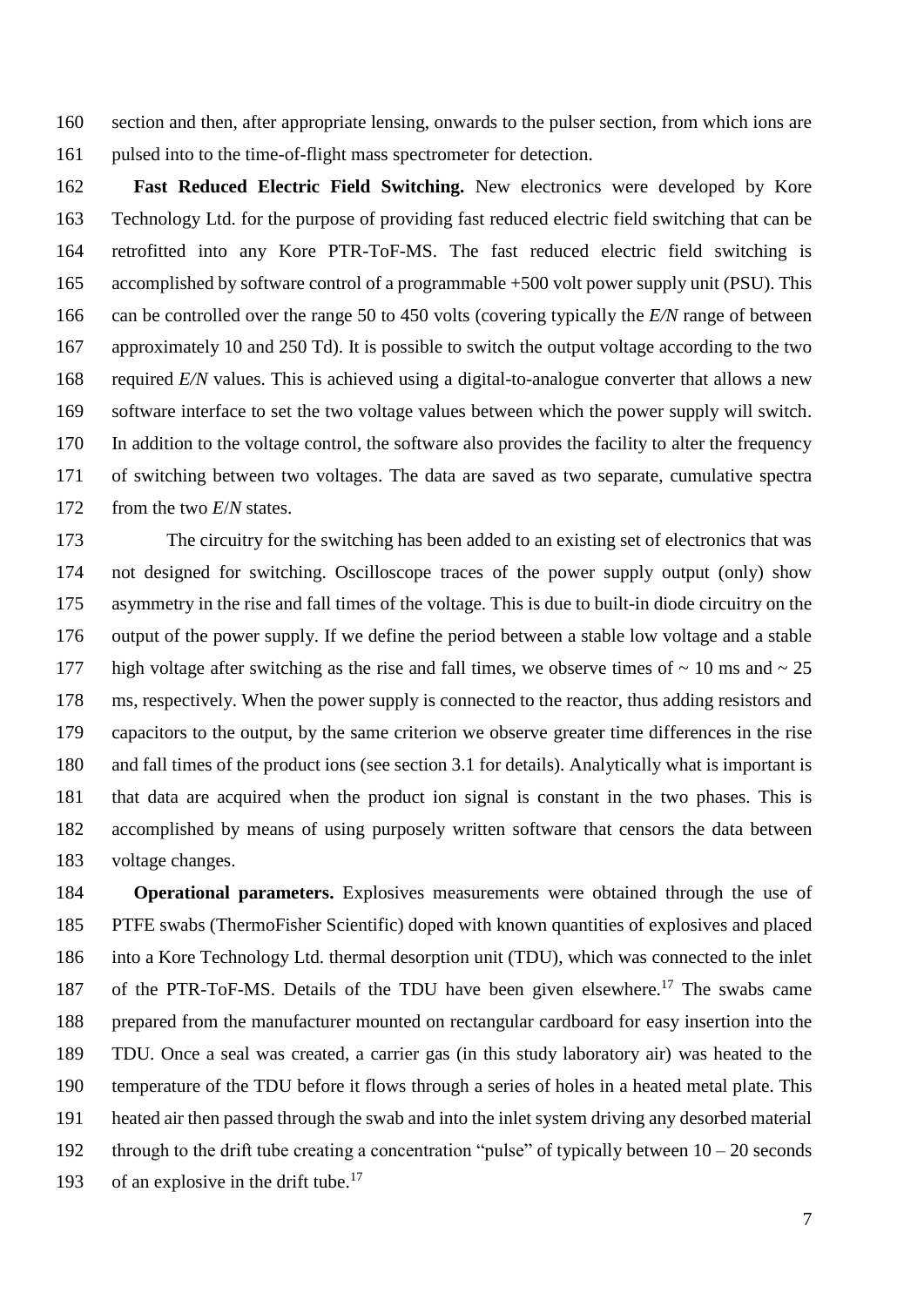section and then, after appropriate lensing, onwards to the pulser section, from which ions are pulsed into to the time-of-flight mass spectrometer for detection.

**Fast Reduced Electric Field Switching.** New electronics were developed by Kore Technology Ltd. for the purpose of providing fast reduced electric field switching that can be retrofitted into any Kore PTR-ToF-MS. The fast reduced electric field switching is accomplished by software control of a programmable +500 volt power supply unit (PSU). This can be controlled over the range 50 to 450 volts (covering typically the $E/N$ range of between approximately 10 and 250 Td). It is possible to switch the output voltage according to the two required $E/N$ values. This is achieved using a digital-to-analogue converter that allows a new software interface to set the two voltage values between which the power supply will switch. In addition to the voltage control, the software also provides the facility to alter the frequency of switching between two voltages. The data are saved as two separate, cumulative spectra from the two $E/N$ states.

The circuitry for the switching has been added to an existing set of electronics that was not designed for switching. Oscilloscope traces of the power supply output (only) show asymmetry in the rise and fall times of the voltage. This is due to built-in diode circuitry on the output of the power supply. If we define the period between a stable low voltage and a stable high voltage after switching as the rise and fall times, we observe times of ~ 10 ms and ~ 25 ms, respectively. When the power supply is connected to the reactor, thus adding resistors and capacitors to the output, by the same criterion we observe greater time differences in the rise and fall times of the product ions (see section 3.1 for details). Analytically what is important is that data are acquired when the product ion signal is constant in the two phases. This is accomplished by means of using purposely written software that censors the data between voltage changes.

**Operational parameters.** Explosives measurements were obtained through the use of PTFE swabs (ThermoFisher Scientific) doped with known quantities of explosives and placed into a Kore Technology Ltd. thermal desorption unit (TDU), which was connected to the inlet of the PTR-ToF-MS. Details of the TDU have been given elsewhere.[17] The swabs came prepared from the manufacturer mounted on rectangular cardboard for easy insertion into the TDU. Once a seal was created, a carrier gas (in this study laboratory air) was heated to the temperature of the TDU before it flows through a series of holes in a heated metal plate. This heated air then passed through the swab and into the inlet system driving any desorbed material through to the drift tube creating a concentration "pulse" of typically between 10 – 20 seconds of an explosive in the drift tube.[17]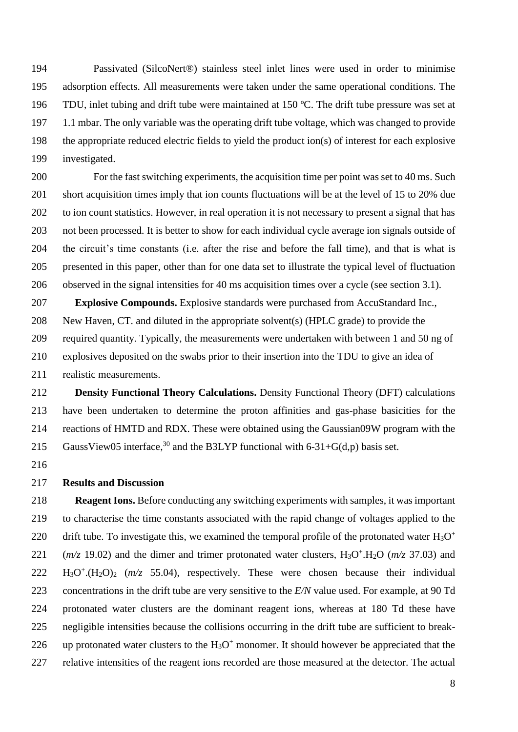Passivated (SilcoNert®) stainless steel inlet lines were used in order to minimise adsorption effects. All measurements were taken under the same operational conditions. The TDU, inlet tubing and drift tube were maintained at 150 ºC. The drift tube pressure was set at 1.1 mbar. The only variable was the operating drift tube voltage, which was changed to provide the appropriate reduced electric fields to yield the product ion(s) of interest for each explosive investigated.

For the fast switching experiments, the acquisition time per point was set to 40 ms. Such short acquisition times imply that ion counts fluctuations will be at the level of 15 to 20% due to ion count statistics. However, in real operation it is not necessary to present a signal that has not been processed. It is better to show for each individual cycle average ion signals outside of the circuit's time constants (i.e. after the rise and before the fall time), and that is what is presented in this paper, other than for one data set to illustrate the typical level of fluctuation observed in the signal intensities for 40 ms acquisition times over a cycle (see section 3.1).

**Explosive Compounds.** Explosive standards were purchased from AccuStandard Inc., New Haven, CT. and diluted in the appropriate solvent(s) (HPLC grade) to provide the required quantity. Typically, the measurements were undertaken with between 1 and 50 ng of explosives deposited on the swabs prior to their insertion into the TDU to give an idea of realistic measurements.

**Density Functional Theory Calculations.** Density Functional Theory (DFT) calculations have been undertaken to determine the proton affinities and gas-phase basicities for the reactions of HMTD and RDX. These were obtained using the Gaussian09W program with the GaussView05 interface,[30] and the B3LYP functional with 6-31+G(d,p) basis set.

## Results and Discussion

**Reagent Ions.** Before conducting any switching experiments with samples, it was important to characterise the time constants associated with the rapid change of voltages applied to the drift tube. To investigate this, we examined the temporal profile of the protonated water $H_3O^+$ (*m/z* 19.02) and the dimer and trimer protonated water clusters, $H_3O^+.H_2O$ (*m/z* 37.03) and $H_3O^+.(H_2O)_2$ (*m/z* 55.04), respectively. These were chosen because their individual concentrations in the drift tube are very sensitive to the *E/N* value used. For example, at 90 Td protonated water clusters are the dominant reagent ions, whereas at 180 Td these have negligible intensities because the collisions occurring in the drift tube are sufficient to break-up protonated water clusters to the $H_3O^+$ monomer. It should however be appreciated that the relative intensities of the reagent ions recorded are those measured at the detector. The actual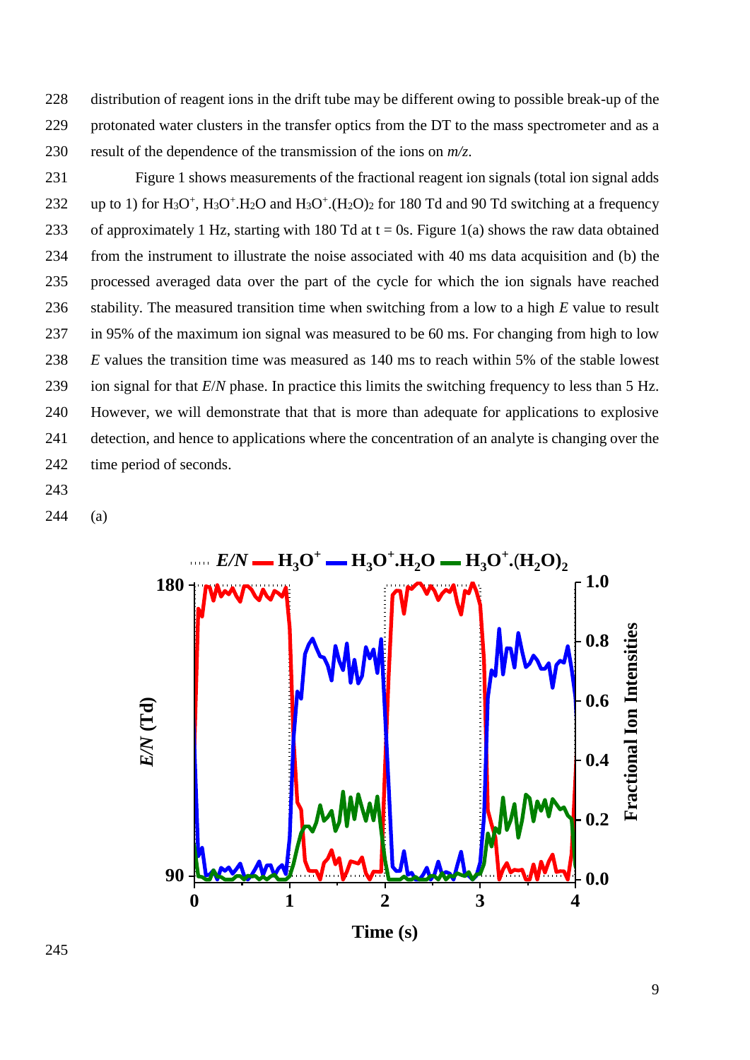distribution of reagent ions in the drift tube may be different owing to possible break-up of the protonated water clusters in the transfer optics from the DT to the mass spectrometer and as a result of the dependence of the transmission of the ions on *m/z*.

Figure 1 shows measurements of the fractional reagent ion signals (total ion signal adds up to 1) for $H_3O^+$, $H_3O^+.H_2O$ and $H_3O^+.(H_2O)_2$ for 180 Td and 90 Td switching at a frequency of approximately 1 Hz, starting with 180 Td at t = 0s. Figure 1(a) shows the raw data obtained from the instrument to illustrate the noise associated with 40 ms data acquisition and (b) the processed averaged data over the part of the cycle for which the ion signals have reached stability. The measured transition time when switching from a low to a high $E$ value to result in 95% of the maximum ion signal was measured to be 60 ms. For changing from high to low $E$ values the transition time was measured as 140 ms to reach within 5% of the stable lowest ion signal for that $E/N$ phase. In practice this limits the switching frequency to less than 5 Hz. However, we will demonstrate that that is more than adequate for applications to explosive detection, and hence to applications where the concentration of an analyte is changing over the time period of seconds.

(a)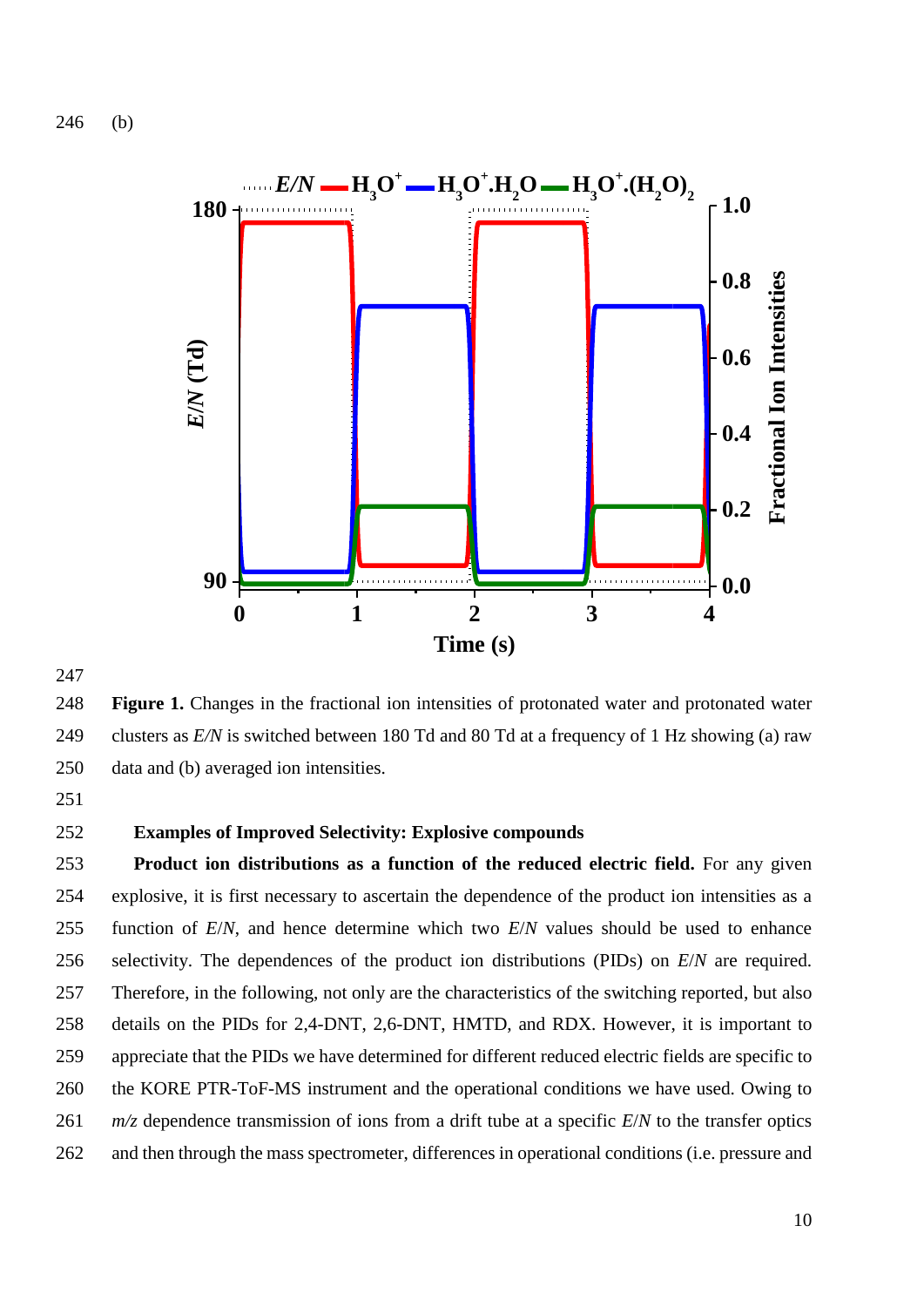(b)

Figure 1. Changes in the fractional ion intensities of protonated water and protonated water clusters as *E/N* is switched between 180 Td and 80 Td at a frequency of 1 Hz showing (a) raw data and (b) averaged ion intensities.

### Examples of Improved Selectivity: Explosive compounds

**Product ion distributions as a function of the reduced electric field.** For any given explosive, it is first necessary to ascertain the dependence of the product ion intensities as a function of *E*/*N*, and hence determine which two *E*/*N* values should be used to enhance selectivity. The dependences of the product ion distributions (PIDs) on *E*/*N* are required. Therefore, in the following, not only are the characteristics of the switching reported, but also details on the PIDs for 2,4-DNT, 2,6-DNT, HMTD, and RDX. However, it is important to appreciate that the PIDs we have determined for different reduced electric fields are specific to the KORE PTR-ToF-MS instrument and the operational conditions we have used. Owing to *m/z* dependence transmission of ions from a drift tube at a specific *E*/*N* to the transfer optics and then through the mass spectrometer, differences in operational conditions (i.e. pressure and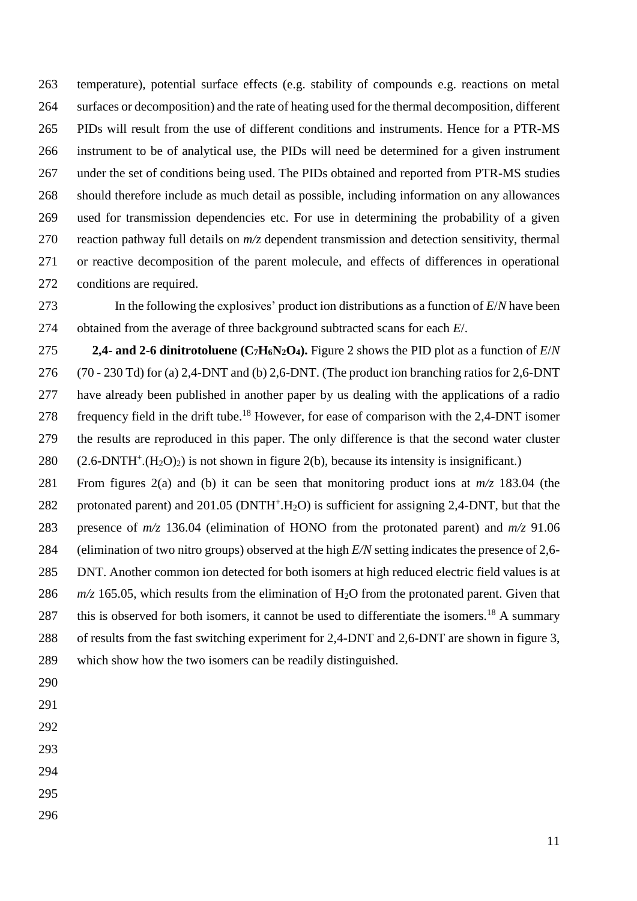temperature), potential surface effects (e.g. stability of compounds e.g. reactions on metal surfaces or decomposition) and the rate of heating used for the thermal decomposition, different PIDs will result from the use of different conditions and instruments. Hence for a PTR-MS instrument to be of analytical use, the PIDs will need be determined for a given instrument under the set of conditions being used. The PIDs obtained and reported from PTR-MS studies should therefore include as much detail as possible, including information on any allowances used for transmission dependencies etc. For use in determining the probability of a given reaction pathway full details on *m/z* dependent transmission and detection sensitivity, thermal or reactive decomposition of the parent molecule, and effects of differences in operational conditions are required.

In the following the explosives' product ion distributions as a function of *E*/*N* have been obtained from the average of three background subtracted scans for each *E*/.

**2,4- and 2-6 dinitrotoluene ($C_7H_6N_2O_4$).** Figure 2 shows the PID plot as a function of *E*/*N* (70 - 230 Td) for (a) 2,4-DNT and (b) 2,6-DNT. (The product ion branching ratios for 2,6-DNT have already been published in another paper by us dealing with the applications of a radio frequency field in the drift tube.[18] However, for ease of comparison with the 2,4-DNT isomer the results are reproduced in this paper. The only difference is that the second water cluster ($2.6\text{-DNTH}^+.(H_2O)_2$) is not shown in figure 2(b), because its intensity is insignificant.)

From figures 2(a) and (b) it can be seen that monitoring product ions at *m/z* 183.04 (the protonated parent) and 201.05 ($\text{DNTH}^+.H_2O$) is sufficient for assigning 2,4-DNT, but that the presence of *m/z* 136.04 (elimination of HONO from the protonated parent) and *m/z* 91.06 (elimination of two nitro groups) observed at the high *E/N* setting indicates the presence of 2,6-DNT. Another common ion detected for both isomers at high reduced electric field values is at *m/z* 165.05, which results from the elimination of $H_2O$ from the protonated parent. Given that this is observed for both isomers, it cannot be used to differentiate the isomers.[18] A summary of results from the fast switching experiment for 2,4-DNT and 2,6-DNT are shown in figure 3, which show how the two isomers can be readily distinguished.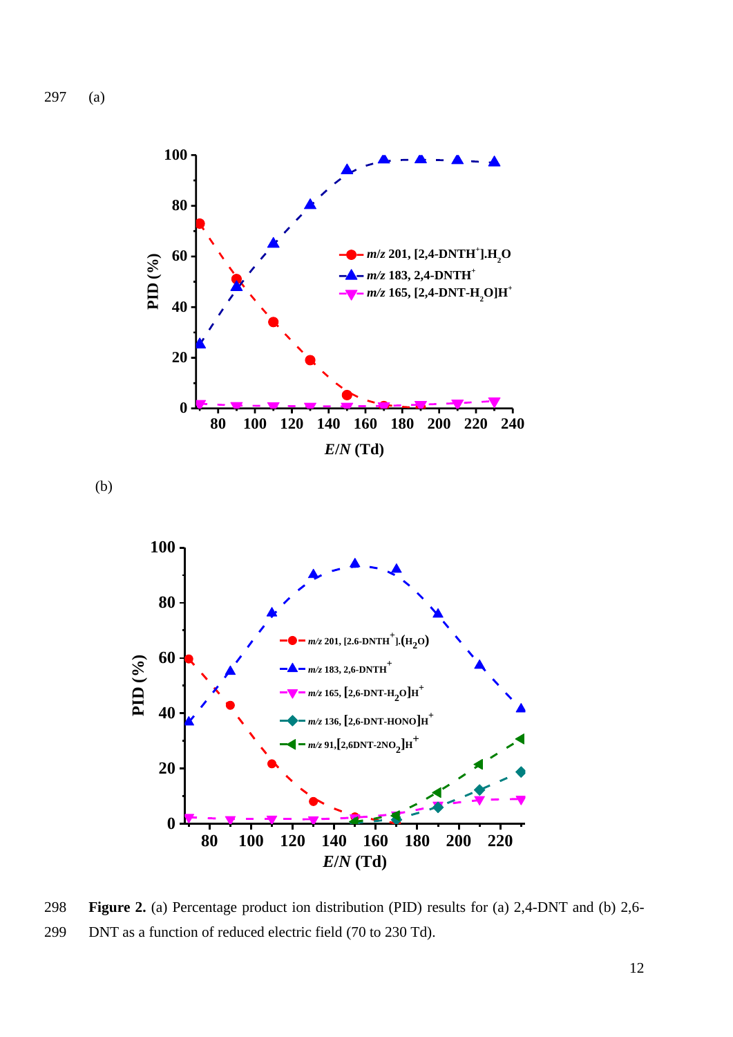(a)

(b)

**Figure 2.** (a) Percentage product ion distribution (PID) results for (a) 2,4-DNT and (b) 2,6-DNT as a function of reduced electric field (70 to 230 Td).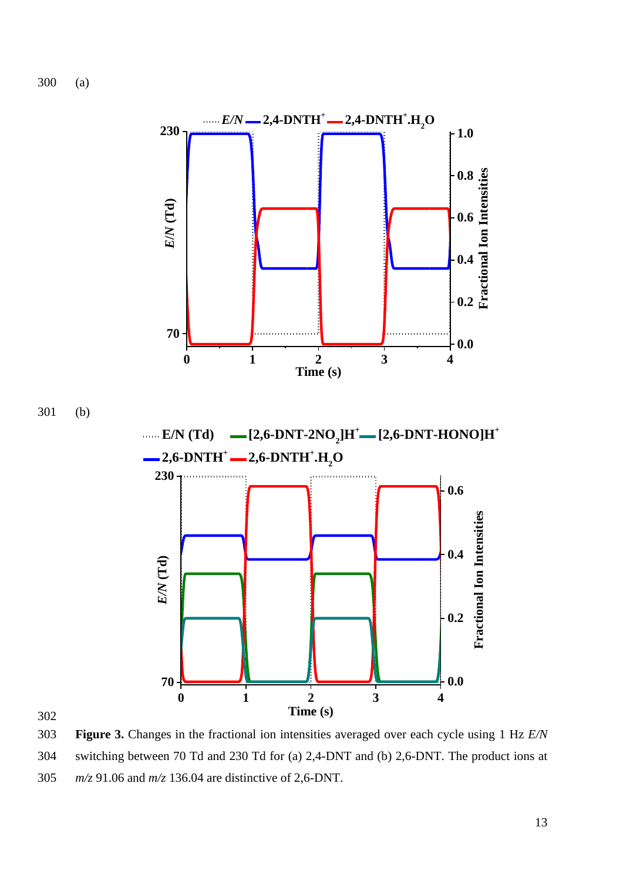(a)

(b)

**Figure 3.** Changes in the fractional ion intensities averaged over each cycle using 1 Hz *E/N* switching between 70 Td and 230 Td for (a) 2,4-DNT and (b) 2,6-DNT. The product ions at *m/z* 91.06 and *m/z* 136.04 are distinctive of 2,6-DNT.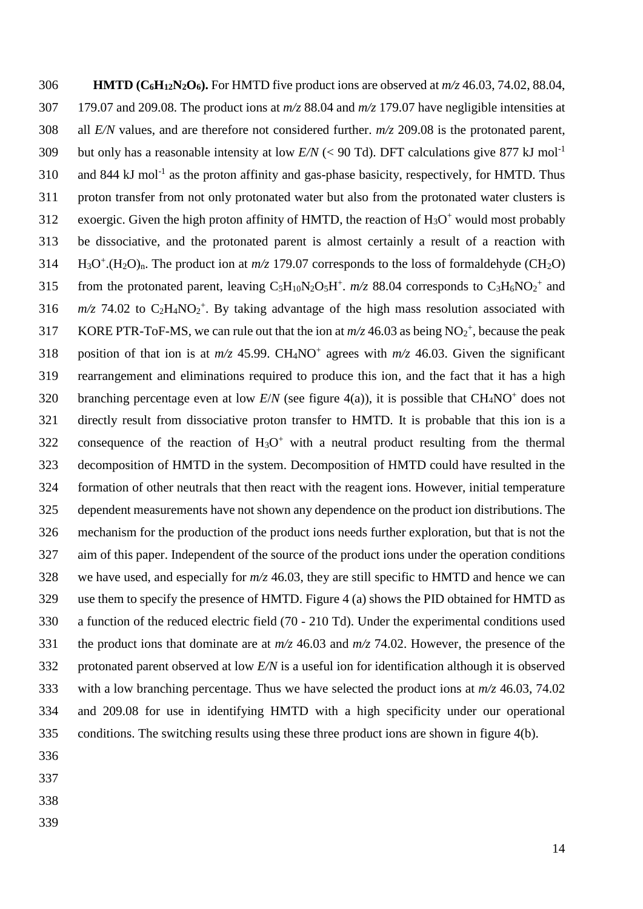**HMTD ($C_6H_{12}N_2O_6$).** For HMTD five product ions are observed at *m/z* 46.03, 74.02, 88.04, 179.07 and 209.08. The product ions at *m/z* 88.04 and *m/z* 179.07 have negligible intensities at all *E/N* values, and are therefore not considered further. *m/z* 209.08 is the protonated parent, but only has a reasonable intensity at low *E/N* (< 90 Td). DFT calculations give 877 kJ mol$^{-1}$ and 844 kJ mol$^{-1}$ as the proton affinity and gas-phase basicity, respectively, for HMTD. Thus proton transfer from not only protonated water but also from the protonated water clusters is exoergic. Given the high proton affinity of HMTD, the reaction of $H_3O^+$ would most probably be dissociative, and the protonated parent is almost certainly a result of a reaction with $H_3O^+.(H_2O)_n$. The product ion at *m/z* 179.07 corresponds to the loss of formaldehyde ($CH_2O$) from the protonated parent, leaving $C_5H_{10}N_2O_5H^+$. *m/z* 88.04 corresponds to $C_3H_6NO_2^+$ and *m/z* 74.02 to $C_2H_4NO_2^+$. By taking advantage of the high mass resolution associated with KORE PTR-ToF-MS, we can rule out that the ion at *m/z* 46.03 as being $NO_2^+$, because the peak position of that ion is at *m/z* 45.99. $CH_4NO^+$ agrees with *m/z* 46.03. Given the significant rearrangement and eliminations required to produce this ion, and the fact that it has a high branching percentage even at low *E*/*N* (see figure 4(a)), it is possible that $CH_4NO^+$ does not directly result from dissociative proton transfer to HMTD. It is probable that this ion is a consequence of the reaction of $H_3O^+$ with a neutral product resulting from the thermal decomposition of HMTD in the system. Decomposition of HMTD could have resulted in the formation of other neutrals that then react with the reagent ions. However, initial temperature dependent measurements have not shown any dependence on the product ion distributions. The mechanism for the production of the product ions needs further exploration, but that is not the aim of this paper. Independent of the source of the product ions under the operation conditions we have used, and especially for *m/z* 46.03, they are still specific to HMTD and hence we can use them to specify the presence of HMTD. Figure 4 (a) shows the PID obtained for HMTD as a function of the reduced electric field (70 - 210 Td). Under the experimental conditions used the product ions that dominate are at *m/z* 46.03 and *m/z* 74.02. However, the presence of the protonated parent observed at low *E/N* is a useful ion for identification although it is observed with a low branching percentage. Thus we have selected the product ions at *m/z* 46.03, 74.02 and 209.08 for use in identifying HMTD with a high specificity under our operational conditions. The switching results using these three product ions are shown in figure 4(b).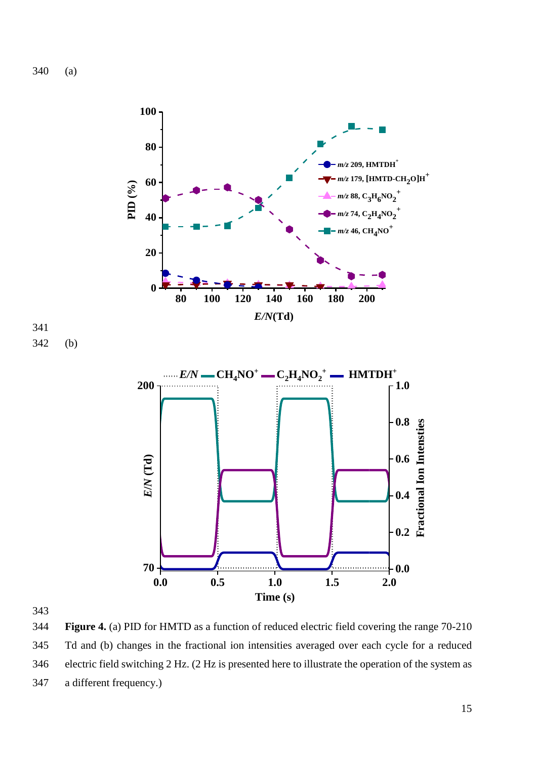(a)

(b)

**Figure 4.** (a) PID for HMTD as a function of reduced electric field covering the range 70-210 Td and (b) changes in the fractional ion intensities averaged over each cycle for a reduced electric field switching 2 Hz. (2 Hz is presented here to illustrate the operation of the system as a different frequency.)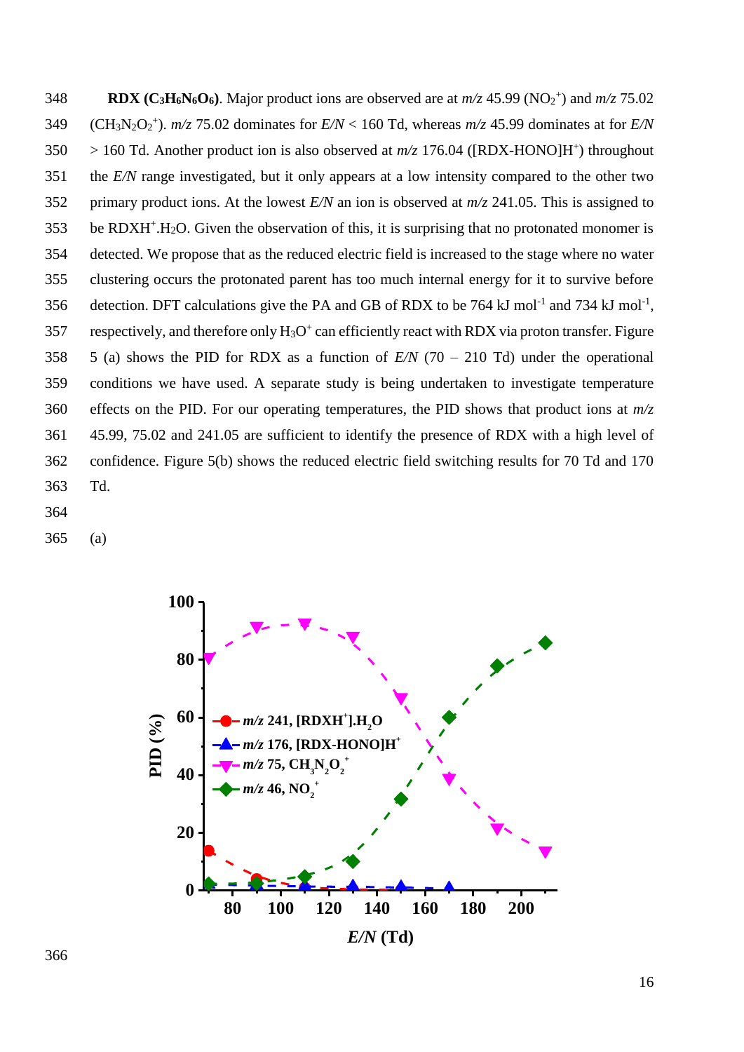**RDX ($C_3H_6N_6O_6$)**. Major product ions are observed are at *m/z* 45.99 ($NO_2^+$) and *m/z* 75.02 ($CH_3N_2O_2^+$). *m/z* 75.02 dominates for *E/N* < 160 Td, whereas *m/z* 45.99 dominates at for *E/N* > 160 Td. Another product ion is also observed at *m/z* 176.04 ([RDX-HONO]$H^+$) throughout the *E/N* range investigated, but it only appears at a low intensity compared to the other two primary product ions. At the lowest *E/N* an ion is observed at *m/z* 241.05. This is assigned to be $RDXH^+.H_2O$. Given the observation of this, it is surprising that no protonated monomer is detected. We propose that as the reduced electric field is increased to the stage where no water clustering occurs the protonated parent has too much internal energy for it to survive before detection. DFT calculations give the PA and GB of RDX to be 764 kJ $mol^{-1}$ and 734 kJ $mol^{-1}$, respectively, and therefore only $H_3O^+$ can efficiently react with RDX via proton transfer. Figure 5 (a) shows the PID for RDX as a function of *E/N* (70 – 210 Td) under the operational conditions we have used. A separate study is being undertaken to investigate temperature effects on the PID. For our operating temperatures, the PID shows that product ions at *m/z* 45.99, 75.02 and 241.05 are sufficient to identify the presence of RDX with a high level of confidence. Figure 5(b) shows the reduced electric field switching results for 70 Td and 170 Td.

(a)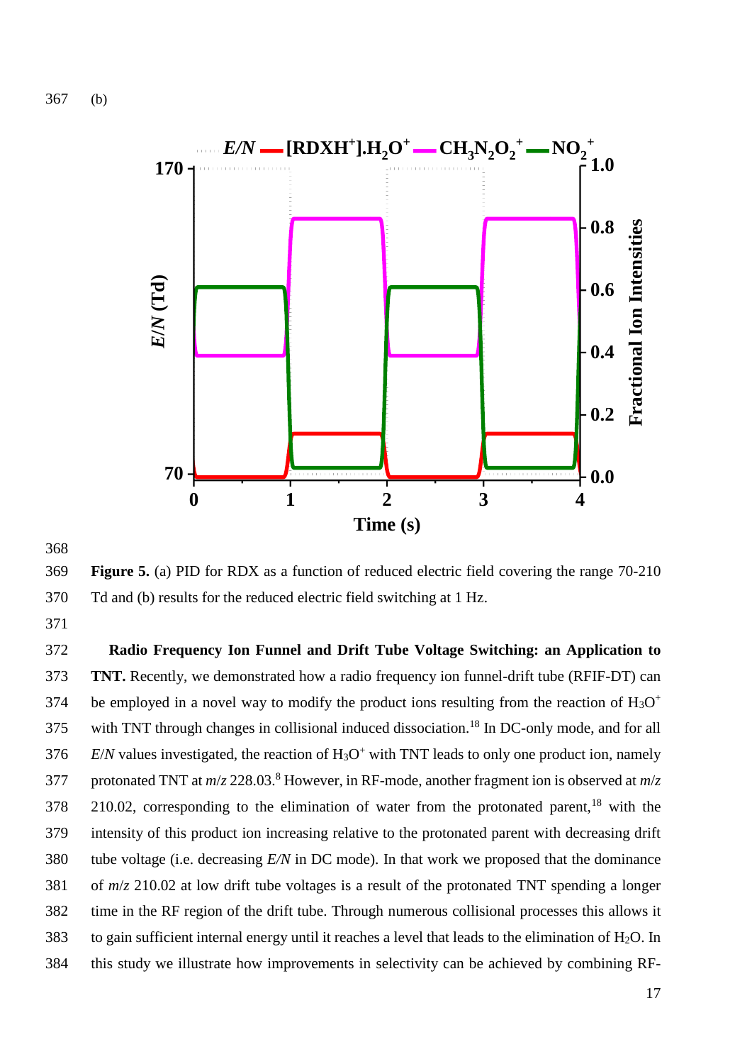(b)

Figure 5. (a) PID for RDX as a function of reduced electric field covering the range 70-210 Td and (b) results for the reduced electric field switching at 1 Hz.

**Radio Frequency Ion Funnel and Drift Tube Voltage Switching: an Application to TNT.** Recently, we demonstrated how a radio frequency ion funnel-drift tube (RFIF-DT) can be employed in a novel way to modify the product ions resulting from the reaction of $H_3O^+$ with TNT through changes in collisional induced dissociation.[18] In DC-only mode, and for all *E*/*N* values investigated, the reaction of $H_3O^+$ with TNT leads to only one product ion, namely protonated TNT at *m*/*z* 228.03.[8] However, in RF-mode, another fragment ion is observed at *m*/*z* 210.02, corresponding to the elimination of water from the protonated parent,[18] with the intensity of this product ion increasing relative to the protonated parent with decreasing drift tube voltage (i.e. decreasing *E/N* in DC mode). In that work we proposed that the dominance of *m*/*z* 210.02 at low drift tube voltages is a result of the protonated TNT spending a longer time in the RF region of the drift tube. Through numerous collisional processes this allows it to gain sufficient internal energy until it reaches a level that leads to the elimination of $H_2O$. In this study we illustrate how improvements in selectivity can be achieved by combining RF-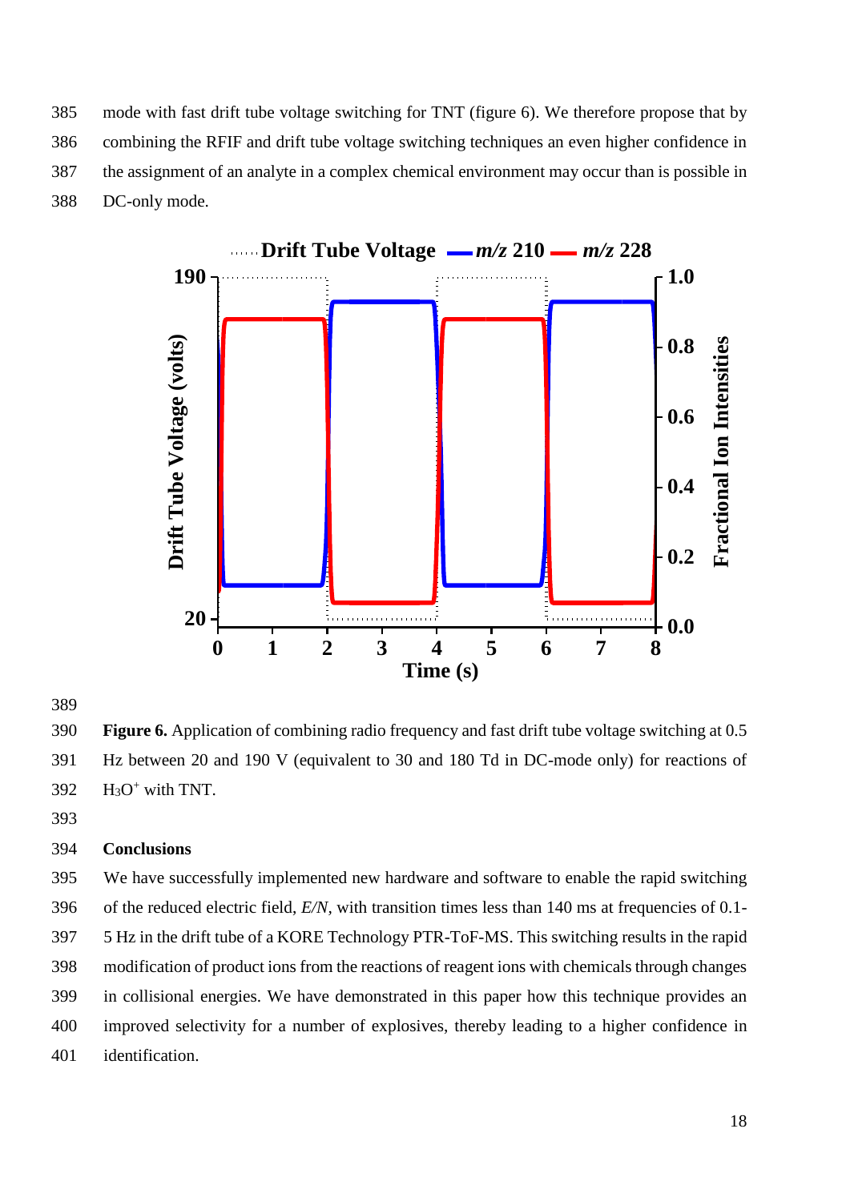mode with fast drift tube voltage switching for TNT (figure 6). We therefore propose that by combining the RFIF and drift tube voltage switching techniques an even higher confidence in the assignment of an analyte in a complex chemical environment may occur than is possible in DC-only mode.

**Figure 6.** Application of combining radio frequency and fast drift tube voltage switching at 0.5 Hz between 20 and 190 V (equivalent to 30 and 180 Td in DC-mode only) for reactions of $H_3O^+$ with TNT.

## Conclusions

We have successfully implemented new hardware and software to enable the rapid switching of the reduced electric field, *E/N*, with transition times less than 140 ms at frequencies of 0.1-5 Hz in the drift tube of a KORE Technology PTR-ToF-MS. This switching results in the rapid modification of product ions from the reactions of reagent ions with chemicals through changes in collisional energies. We have demonstrated in this paper how this technique provides an improved selectivity for a number of explosives, thereby leading to a higher confidence in identification.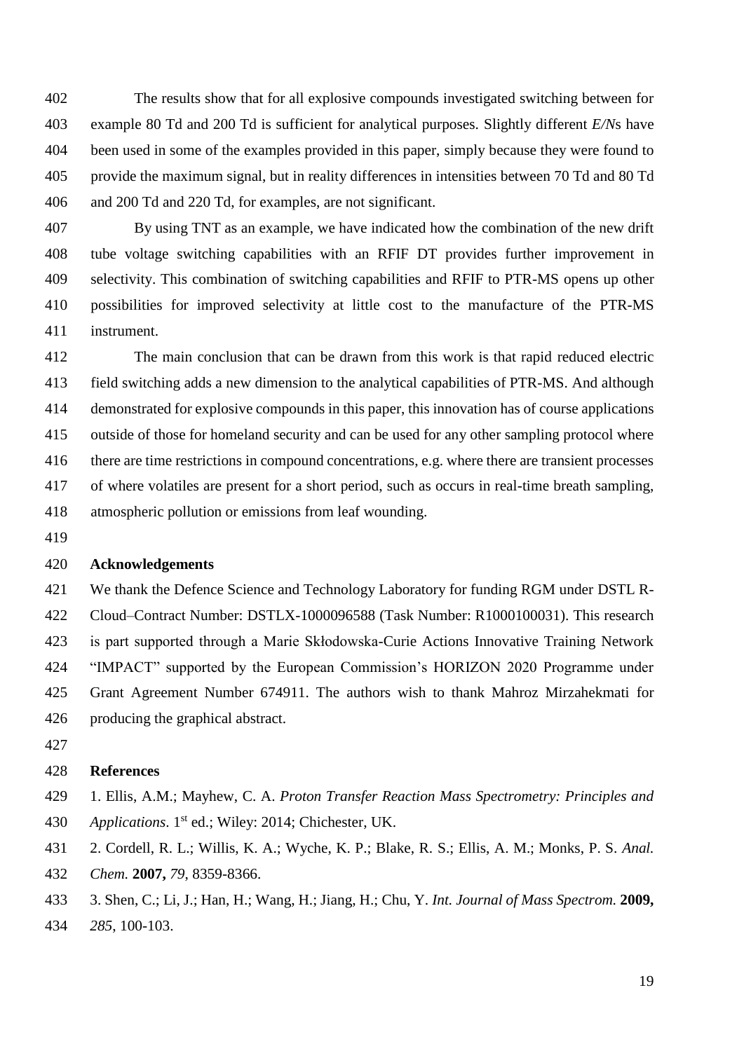The results show that for all explosive compounds investigated switching between for example 80 Td and 200 Td is sufficient for analytical purposes. Slightly different *E/N*s have been used in some of the examples provided in this paper, simply because they were found to provide the maximum signal, but in reality differences in intensities between 70 Td and 80 Td and 200 Td and 220 Td, for examples, are not significant.

By using TNT as an example, we have indicated how the combination of the new drift tube voltage switching capabilities with an RFIF DT provides further improvement in selectivity. This combination of switching capabilities and RFIF to PTR-MS opens up other possibilities for improved selectivity at little cost to the manufacture of the PTR-MS instrument.

The main conclusion that can be drawn from this work is that rapid reduced electric field switching adds a new dimension to the analytical capabilities of PTR-MS. And although demonstrated for explosive compounds in this paper, this innovation has of course applications outside of those for homeland security and can be used for any other sampling protocol where there are time restrictions in compound concentrations, e.g. where there are transient processes of where volatiles are present for a short period, such as occurs in real-time breath sampling, atmospheric pollution or emissions from leaf wounding.

## Acknowledgements

We thank the Defence Science and Technology Laboratory for funding RGM under DSTL R-Cloud–Contract Number: DSTLX-1000096588 (Task Number: R1000100031). This research is part supported through a Marie Skłodowska-Curie Actions Innovative Training Network "IMPACT" supported by the European Commission's HORIZON 2020 Programme under Grant Agreement Number 674911. The authors wish to thank Mahroz Mirzahekmati for producing the graphical abstract.

## References

1. Ellis, A.M.; Mayhew, C. A. *Proton Transfer Reaction Mass Spectrometry: Principles and Applications*. 1st ed.; Wiley: 2014; Chichester, UK.
2. Cordell, R. L.; Willis, K. A.; Wyche, K. P.; Blake, R. S.; Ellis, A. M.; Monks, P. S. *Anal. Chem.* **2007,** *79*, 8359-8366.
3. Shen, C.; Li, J.; Han, H.; Wang, H.; Jiang, H.; Chu, Y. *Int. Journal of Mass Spectrom.* **2009,** *285*, 100-103.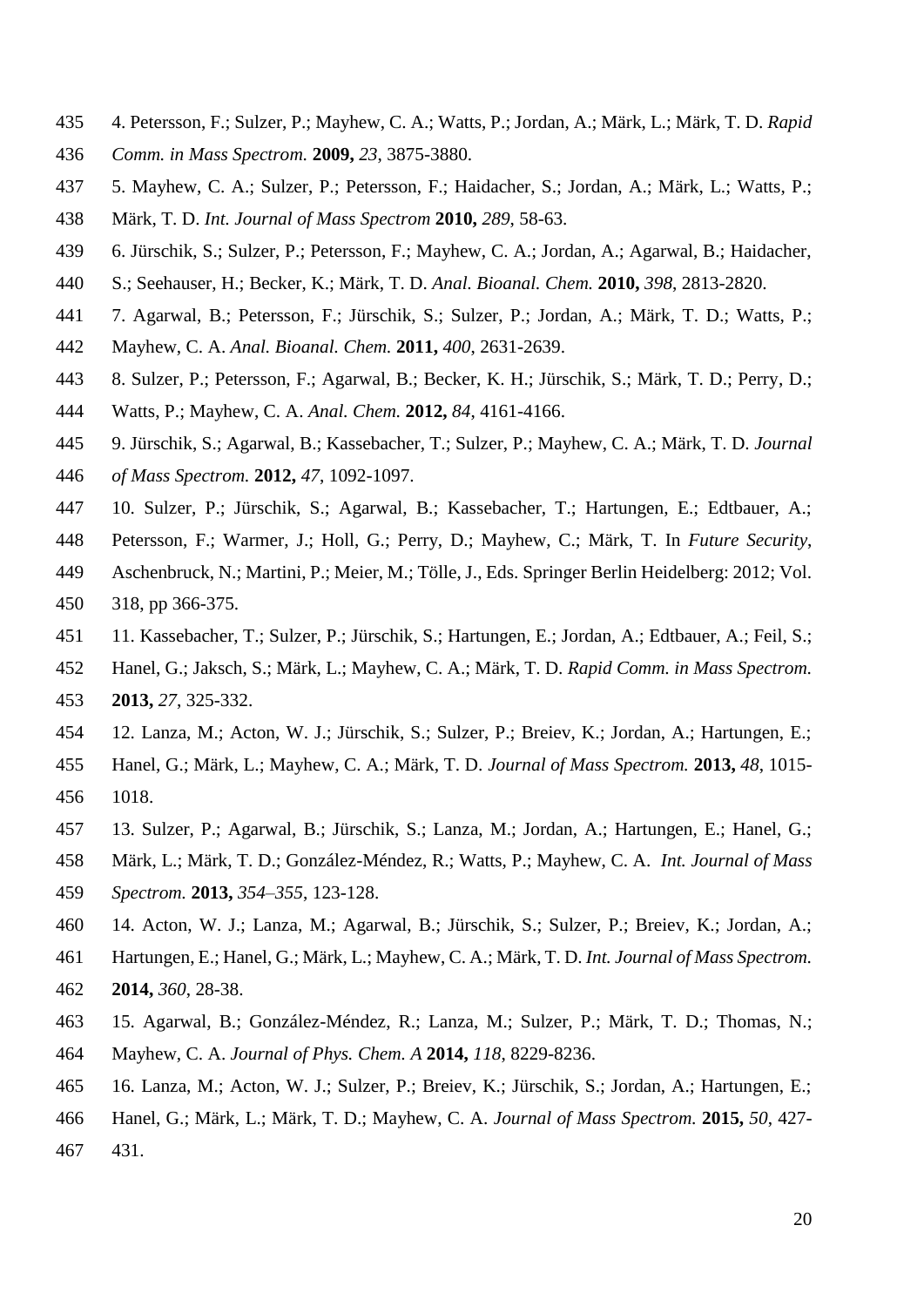4. Petersson, F.; Sulzer, P.; Mayhew, C. A.; Watts, P.; Jordan, A.; Märk, L.; Märk, T. D. *Rapid Comm. in Mass Spectrom.* **2009,** *23*, 3875-3880.

5. Mayhew, C. A.; Sulzer, P.; Petersson, F.; Haidacher, S.; Jordan, A.; Märk, L.; Watts, P.; Märk, T. D. *Int. Journal of Mass Spectrom* **2010,** *289*, 58-63.

6. Jürschik, S.; Sulzer, P.; Petersson, F.; Mayhew, C. A.; Jordan, A.; Agarwal, B.; Haidacher, S.; Seehauser, H.; Becker, K.; Märk, T. D. *Anal. Bioanal. Chem.* **2010,** *398*, 2813-2820.

7. Agarwal, B.; Petersson, F.; Jürschik, S.; Sulzer, P.; Jordan, A.; Märk, T. D.; Watts, P.; Mayhew, C. A. *Anal. Bioanal. Chem.* **2011,** *400*, 2631-2639.

8. Sulzer, P.; Petersson, F.; Agarwal, B.; Becker, K. H.; Jürschik, S.; Märk, T. D.; Perry, D.; Watts, P.; Mayhew, C. A. *Anal. Chem.* **2012,** *84*, 4161-4166.

9. Jürschik, S.; Agarwal, B.; Kassebacher, T.; Sulzer, P.; Mayhew, C. A.; Märk, T. D. *Journal of Mass Spectrom.* **2012,** *47*, 1092-1097.

10. Sulzer, P.; Jürschik, S.; Agarwal, B.; Kassebacher, T.; Hartungen, E.; Edtbauer, A.; Petersson, F.; Warmer, J.; Holl, G.; Perry, D.; Mayhew, C.; Märk, T. In *Future Security*, Aschenbruck, N.; Martini, P.; Meier, M.; Tölle, J., Eds. Springer Berlin Heidelberg: 2012; Vol. 318, pp 366-375.

11. Kassebacher, T.; Sulzer, P.; Jürschik, S.; Hartungen, E.; Jordan, A.; Edtbauer, A.; Feil, S.; Hanel, G.; Jaksch, S.; Märk, L.; Mayhew, C. A.; Märk, T. D. *Rapid Comm. in Mass Spectrom.* **2013,** *27*, 325-332.

12. Lanza, M.; Acton, W. J.; Jürschik, S.; Sulzer, P.; Breiev, K.; Jordan, A.; Hartungen, E.; Hanel, G.; Märk, L.; Mayhew, C. A.; Märk, T. D. *Journal of Mass Spectrom.* **2013,** *48*, 1015-1018.

13. Sulzer, P.; Agarwal, B.; Jürschik, S.; Lanza, M.; Jordan, A.; Hartungen, E.; Hanel, G.; Märk, L.; Märk, T. D.; González-Méndez, R.; Watts, P.; Mayhew, C. A. *Int. Journal of Mass Spectrom.* **2013,** *354–355*, 123-128.

14. Acton, W. J.; Lanza, M.; Agarwal, B.; Jürschik, S.; Sulzer, P.; Breiev, K.; Jordan, A.; Hartungen, E.; Hanel, G.; Märk, L.; Mayhew, C. A.; Märk, T. D. *Int. Journal of Mass Spectrom.* **2014,** *360*, 28-38.

15. Agarwal, B.; González-Méndez, R.; Lanza, M.; Sulzer, P.; Märk, T. D.; Thomas, N.; Mayhew, C. A. *Journal of Phys. Chem. A* **2014,** *118*, 8229-8236.

16. Lanza, M.; Acton, W. J.; Sulzer, P.; Breiev, K.; Jürschik, S.; Jordan, A.; Hartungen, E.; Hanel, G.; Märk, L.; Märk, T. D.; Mayhew, C. A. *Journal of Mass Spectrom.* **2015,** *50*, 427-431.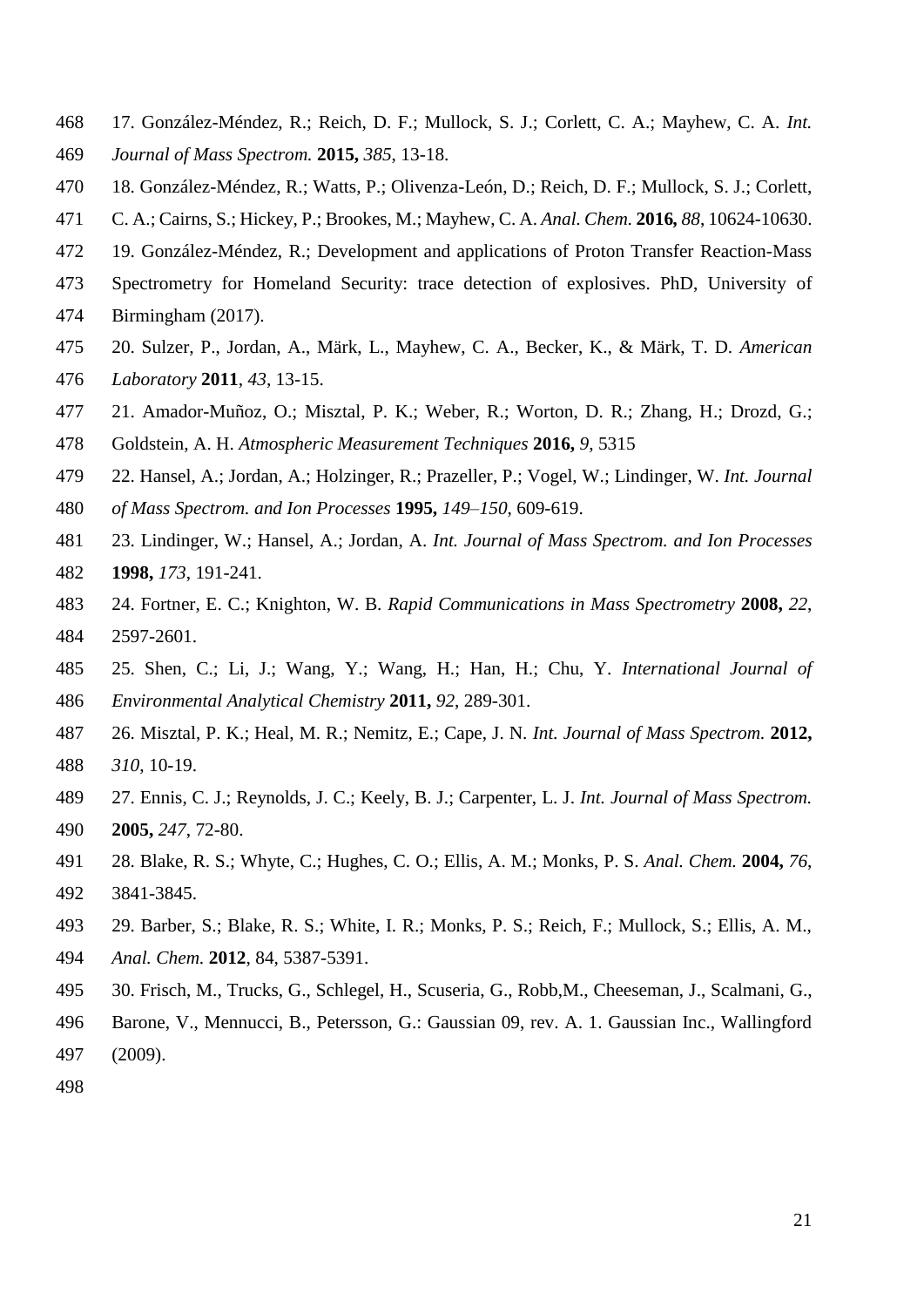17. González-Méndez, R.; Reich, D. F.; Mullock, S. J.; Corlett, C. A.; Mayhew, C. A. *Int. Journal of Mass Spectrom.* **2015,** *385*, 13-18.

18. González-Méndez, R.; Watts, P.; Olivenza-León, D.; Reich, D. F.; Mullock, S. J.; Corlett, C. A.; Cairns, S.; Hickey, P.; Brookes, M.; Mayhew, C. A. *Anal. Chem.* **2016,** *88*, 10624-10630.

19. González-Méndez, R.; Development and applications of Proton Transfer Reaction-Mass Spectrometry for Homeland Security: trace detection of explosives. PhD, University of Birmingham (2017).

20. Sulzer, P., Jordan, A., Märk, L., Mayhew, C. A., Becker, K., & Märk, T. D. *American Laboratory* **2011**, *43*, 13-15.

21. Amador-Muñoz, O.; Misztal, P. K.; Weber, R.; Worton, D. R.; Zhang, H.; Drozd, G.; Goldstein, A. H. *Atmospheric Measurement Techniques* **2016,** *9*, 5315

22. Hansel, A.; Jordan, A.; Holzinger, R.; Prazeller, P.; Vogel, W.; Lindinger, W. *Int. Journal of Mass Spectrom. and Ion Processes* **1995,** *149–150*, 609-619.

23. Lindinger, W.; Hansel, A.; Jordan, A. *Int. Journal of Mass Spectrom. and Ion Processes* **1998,** *173*, 191-241.

24. Fortner, E. C.; Knighton, W. B. *Rapid Communications in Mass Spectrometry* **2008,** *22*, 2597-2601.

25. Shen, C.; Li, J.; Wang, Y.; Wang, H.; Han, H.; Chu, Y. *International Journal of Environmental Analytical Chemistry* **2011,** *92*, 289-301.

26. Misztal, P. K.; Heal, M. R.; Nemitz, E.; Cape, J. N. *Int. Journal of Mass Spectrom.* **2012,** *310*, 10-19.

27. Ennis, C. J.; Reynolds, J. C.; Keely, B. J.; Carpenter, L. J. *Int. Journal of Mass Spectrom.* **2005,** *247*, 72-80.

28. Blake, R. S.; Whyte, C.; Hughes, C. O.; Ellis, A. M.; Monks, P. S. *Anal. Chem.* **2004,** *76*, 3841-3845.

29. Barber, S.; Blake, R. S.; White, I. R.; Monks, P. S.; Reich, F.; Mullock, S.; Ellis, A. M., *Anal. Chem.* **2012**, 84, 5387-5391.

30. Frisch, M., Trucks, G., Schlegel, H., Scuseria, G., Robb,M., Cheeseman, J., Scalmani, G., Barone, V., Mennucci, B., Petersson, G.: Gaussian 09, rev. A. 1. Gaussian Inc., Wallingford (2009).